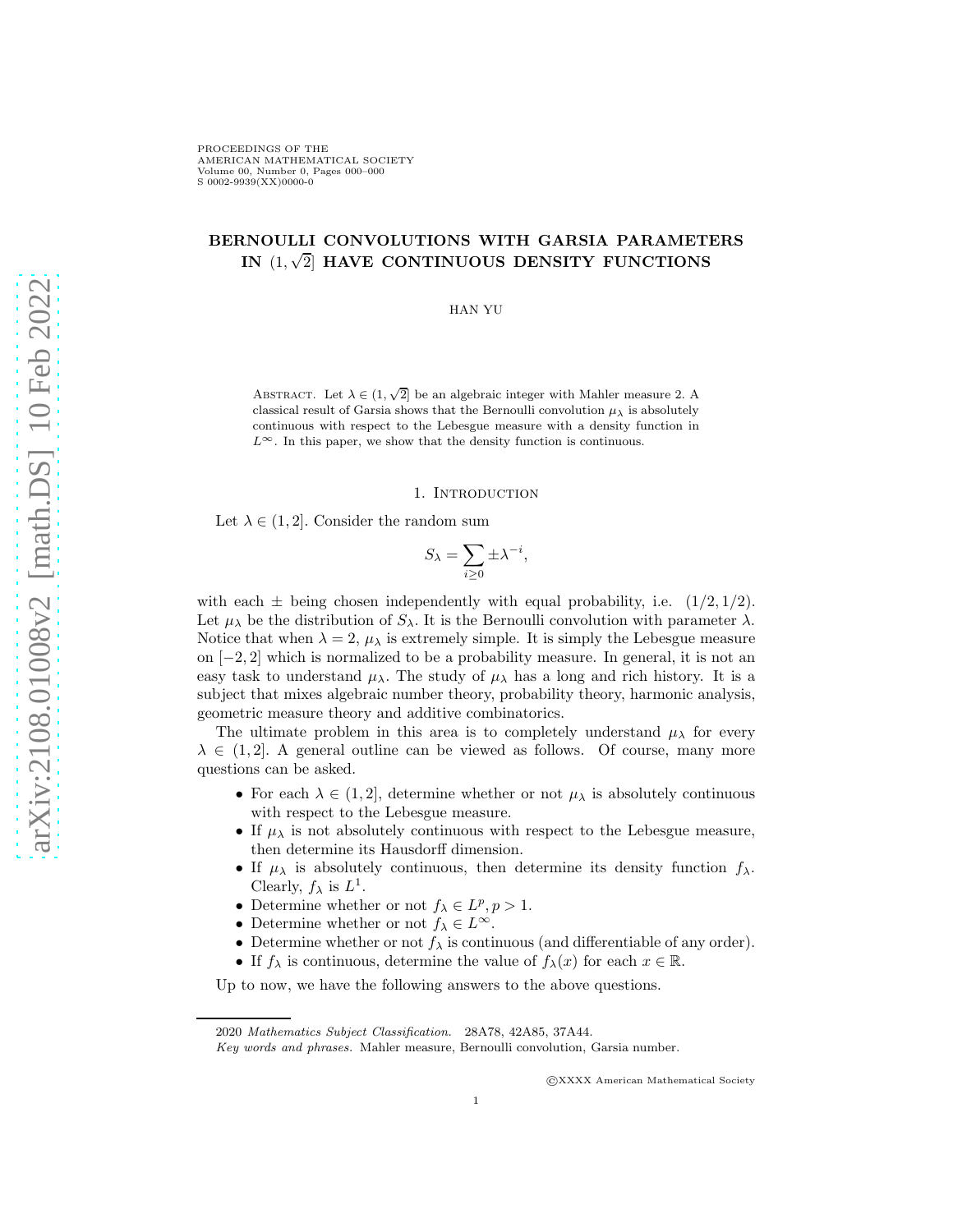# BERNOULLI CONVOLUTIONS WITH GARSIA PARAMETERS IN $(1, \sqrt{2}]$ HAVE CONTINUOUS DENSITY FUNCTIONS

HAN YU

Abstract. Let $\lambda \in (1, \sqrt{2}]$ be an algebraic integer with Mahler measure 2. A classical result of Garsia shows that the Bernoulli convolution $\mu_\lambda$ is absolutely continuous with respect to the Lebesgue measure with a density function in $L^\infty$. In this paper, we show that the density function is continuous.

## 1. Introduction

Let $\lambda \in (1, 2]$. Consider the random sum

$$S_\lambda = \sum_{i \geq 0} \pm \lambda^{-i},$$

with each $\pm$ being chosen independently with equal probability, i.e. $(1/2, 1/2)$. Let $\mu_\lambda$ be the distribution of $S_\lambda$. It is the Bernoulli convolution with parameter $\lambda$. Notice that when $\lambda = 2$, $\mu_\lambda$ is extremely simple. It is simply the Lebesgue measure on $[-2, 2]$ which is normalized to be a probability measure. In general, it is not an easy task to understand $\mu_\lambda$. The study of $\mu_\lambda$ has a long and rich history. It is a subject that mixes algebraic number theory, probability theory, harmonic analysis, geometric measure theory and additive combinatorics.

The ultimate problem in this area is to completely understand $\mu_\lambda$ for every $\lambda \in (1, 2]$. A general outline can be viewed as follows. Of course, many more questions can be asked.

- For each $\lambda \in (1, 2]$, determine whether or not $\mu_\lambda$ is absolutely continuous with respect to the Lebesgue measure.
- If $\mu_\lambda$ is not absolutely continuous with respect to the Lebesgue measure, then determine its Hausdorff dimension.
- If $\mu_\lambda$ is absolutely continuous, then determine its density function $f_\lambda$. Clearly, $f_\lambda$ is $L^1$.
- Determine whether or not $f_\lambda \in L^p, p > 1$.
- Determine whether or not $f_\lambda \in L^\infty$.
- Determine whether or not $f_\lambda$ is continuous (and differentiable of any order).
- If $f_\lambda$ is continuous, determine the value of $f_\lambda(x)$ for each $x \in \mathbb{R}$.

Up to now, we have the following answers to the above questions.

2020 *Mathematics Subject Classification.* 28A78, 42A85, 37A44.

*Key words and phrases.* Mahler measure, Bernoulli convolution, Garsia number.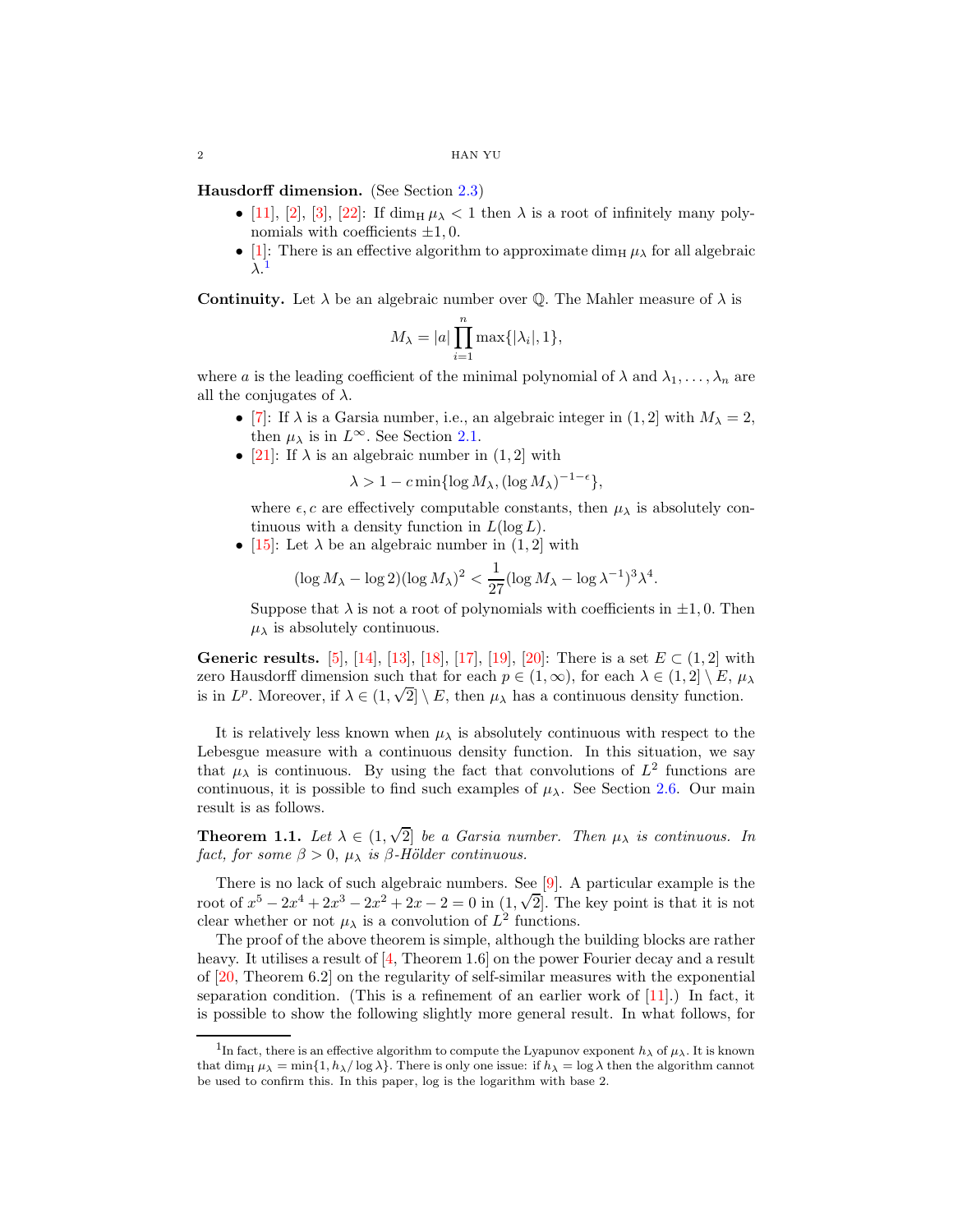**Hausdorff dimension.** (See Section 2.3)

- [11], [2], [3], [22]: If $\dim_{\mathrm{H}} \mu_\lambda < 1$ then $\lambda$ is a root of infinitely many polynomials with coefficients $\pm 1, 0$.
- [1]: There is an effective algorithm to approximate $\dim_{\mathrm{H}} \mu_\lambda$ for all algebraic $\lambda$.[1]

**Continuity.** Let $\lambda$ be an algebraic number over $\mathbb{Q}$. The Mahler measure of $\lambda$ is

$$M_\lambda = |a| \prod_{i=1}^{n} \max\{|\lambda_i|, 1\},$$

where $a$ is the leading coefficient of the minimal polynomial of $\lambda$ and $\lambda_1, \dots, \lambda_n$ are all the conjugates of $\lambda$.

- [7]: If $\lambda$ is a Garsia number, i.e., an algebraic integer in $(1, 2]$ with $M_\lambda = 2$, then $\mu_\lambda$ is in $L^\infty$. See Section 2.1.
- [21]: If $\lambda$ is an algebraic number in $(1, 2]$ with
$$\lambda > 1 - c \min\{\log M_\lambda, (\log M_\lambda)^{-1-\epsilon}\},$$
where $\epsilon, c$ are effectively computable constants, then $\mu_\lambda$ is absolutely continuous with a density function in $L(\log L)$.
- [15]: Let $\lambda$ be an algebraic number in $(1, 2]$ with
$$(\log M_\lambda - \log 2)(\log M_\lambda)^2 < \frac{1}{27}(\log M_\lambda - \log \lambda^{-1})^3 \lambda^4.$$
Suppose that $\lambda$ is not a root of polynomials with coefficients in $\pm 1, 0$. Then $\mu_\lambda$ is absolutely continuous.

**Generic results.** [5], [14], [13], [18], [17], [19], [20]: There is a set $E \subset (1, 2]$ with zero Hausdorff dimension such that for each $p \in (1, \infty)$, for each $\lambda \in (1, 2] \setminus E$, $\mu_\lambda$ is in $L^p$. Moreover, if $\lambda \in (1, \sqrt{2}] \setminus E$, then $\mu_\lambda$ has a continuous density function.

It is relatively less known when $\mu_\lambda$ is absolutely continuous with respect to the Lebesgue measure with a continuous density function. In this situation, we say that $\mu_\lambda$ is continuous. By using the fact that convolutions of $L^2$ functions are continuous, it is possible to find such examples of $\mu_\lambda$. See Section 2.6. Our main result is as follows.

**Theorem 1.1.** *Let $\lambda \in (1, \sqrt{2}]$ be a Garsia number. Then $\mu_\lambda$ is continuous. In fact, for some $\beta > 0$, $\mu_\lambda$ is $\beta$-Hölder continuous.*

There is no lack of such algebraic numbers. See [9]. A particular example is the root of $x^5 - 2x^4 + 2x^3 - 2x^2 + 2x - 2 = 0$ in $(1, \sqrt{2}]$. The key point is that it is not clear whether or not $\mu_\lambda$ is a convolution of $L^2$ functions.

The proof of the above theorem is simple, although the building blocks are rather heavy. It utilises a result of [4, Theorem 1.6] on the power Fourier decay and a result of [20, Theorem 6.2] on the regularity of self-similar measures with the exponential separation condition. (This is a refinement of an earlier work of [11].) In fact, it is possible to show the following slightly more general result. In what follows, for

[1] In fact, there is an effective algorithm to compute the Lyapunov exponent $h_\lambda$ of $\mu_\lambda$. It is known that $\dim_{\mathrm{H}} \mu_\lambda = \min\{1, h_\lambda / \log \lambda\}$. There is only one issue: if $h_\lambda = \log \lambda$ then the algorithm cannot be used to confirm this. In this paper, log is the logarithm with base 2.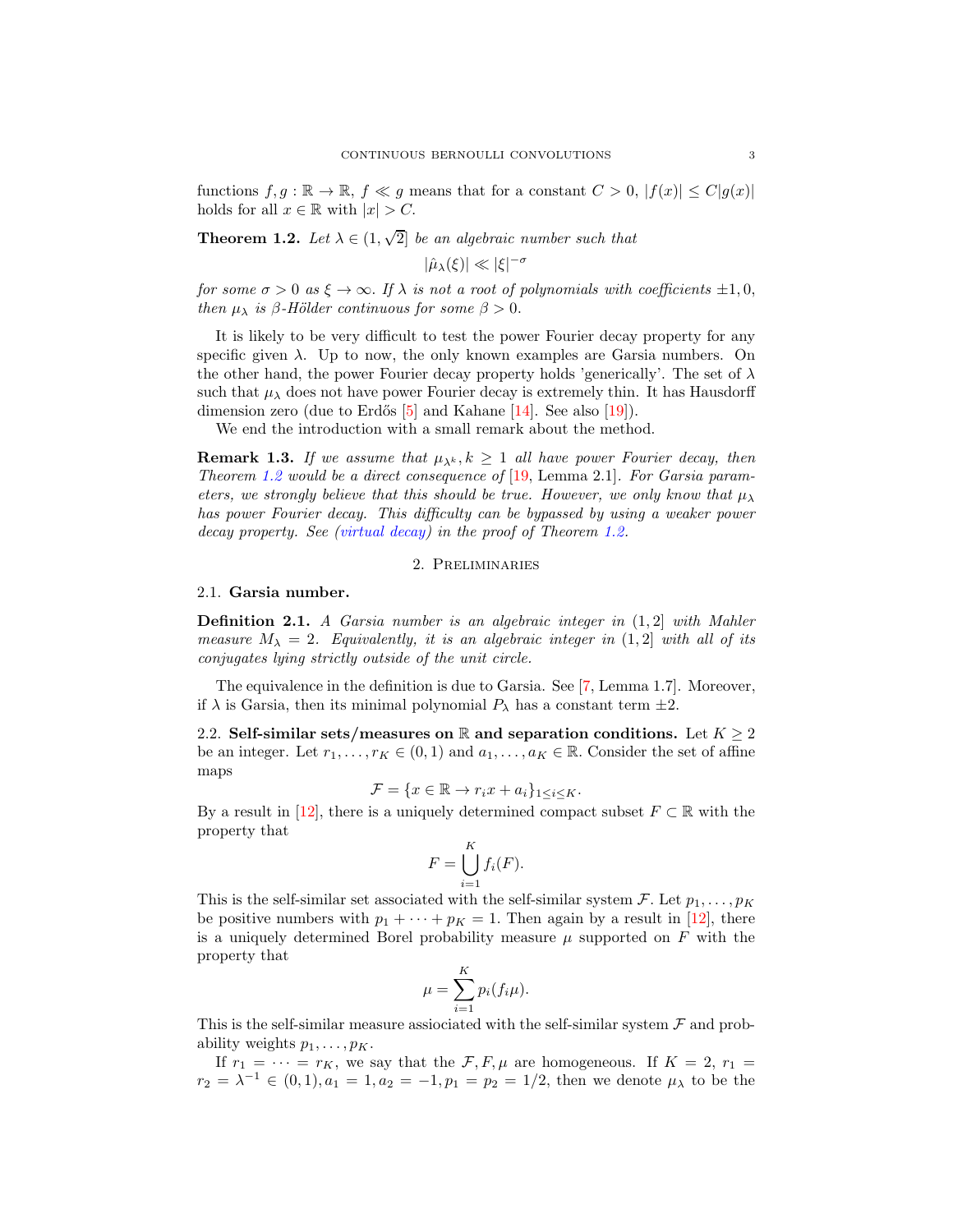functions $f, g : \mathbb{R} \to \mathbb{R}$, $f \ll g$ means that for a constant $C > 0$, $|f(x)| \leq C|g(x)|$ holds for all $x \in \mathbb{R}$ with $|x| > C$.

**Theorem 1.2.** *Let $\lambda \in (1, \sqrt{2}]$ be an algebraic number such that*

$$|\hat{\mu}_\lambda(\xi)| \ll |\xi|^{-\sigma}$$

*for some $\sigma > 0$ as $\xi \to \infty$. If $\lambda$ is not a root of polynomials with coefficients $\pm 1, 0$, then $\mu_\lambda$ is $\beta$-Hölder continuous for some $\beta > 0$.*

It is likely to be very difficult to test the power Fourier decay property for any specific given $\lambda$. Up to now, the only known examples are Garsia numbers. On the other hand, the power Fourier decay property holds 'generically'. The set of $\lambda$ such that $\mu_\lambda$ does not have power Fourier decay is extremely thin. It has Hausdorff dimension zero (due to Erdős [5] and Kahane [14]. See also [19]).

We end the introduction with a small remark about the method.

**Remark 1.3.** *If we assume that $\mu_{\lambda^k}, k \geq 1$ all have power Fourier decay, then Theorem 1.2 would be a direct consequence of [19, Lemma 2.1]. For Garsia parameters, we strongly believe that this should be true. However, we only know that $\mu_\lambda$ has power Fourier decay. This difficulty can be bypassed by using a weaker power decay property. See (virtual decay) in the proof of Theorem 1.2.*

## 2. Preliminaries

### 2.1. Garsia number.

**Definition 2.1.** *A Garsia number is an algebraic integer in $(1, 2]$ with Mahler measure $M_\lambda = 2$. Equivalently, it is an algebraic integer in $(1, 2]$ with all of its conjugates lying strictly outside of the unit circle.*

The equivalence in the definition is due to Garsia. See [7, Lemma 1.7]. Moreover, if $\lambda$ is Garsia, then its minimal polynomial $P_\lambda$ has a constant term $\pm 2$.

### 2.2. Self-similar sets/measures on $\mathbb{R}$ and separation conditions.

Let $K \geq 2$ be an integer. Let $r_1, \dots, r_K \in (0, 1)$ and $a_1, \dots, a_K \in \mathbb{R}$. Consider the set of affine maps

$$\mathcal{F} = \{x \in \mathbb{R} \to r_i x + a_i\}_{1 \leq i \leq K}.$$

By a result in [12], there is a uniquely determined compact subset $F \subset \mathbb{R}$ with the property that

$$F = \bigcup_{i=1}^{K} f_i(F).$$

This is the self-similar set associated with the self-similar system $\mathcal{F}$. Let $p_1, \dots, p_K$ be positive numbers with $p_1 + \cdots + p_K = 1$. Then again by a result in [12], there is a uniquely determined Borel probability measure $\mu$ supported on $F$ with the property that

$$\mu = \sum_{i=1}^{K} p_i (f_i \mu).$$

This is the self-similar measure assiociated with the self-similar system $\mathcal{F}$ and probability weights $p_1, \dots, p_K$.

If $r_1 = \cdots = r_K$, we say that the $\mathcal{F}, F, \mu$ are homogeneous. If $K = 2$, $r_1 = r_2 = \lambda^{-1} \in (0, 1), a_1 = 1, a_2 = -1, p_1 = p_2 = 1/2$, then we denote $\mu_\lambda$ to be the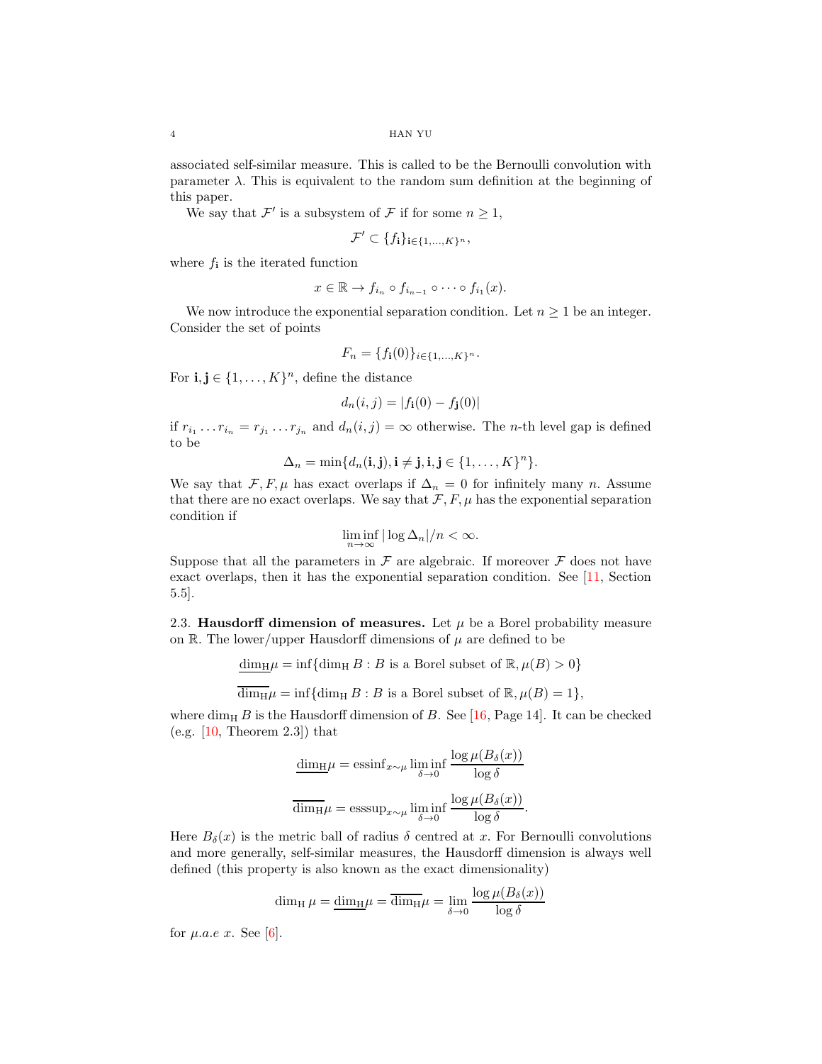associated self-similar measure. This is called to be the Bernoulli convolution with parameter $\lambda$. This is equivalent to the random sum definition at the beginning of this paper.

We say that $\mathcal{F}'$ is a subsystem of $\mathcal{F}$ if for some $n \geq 1$,

$$\mathcal{F}' \subset \{f_{\mathbf{i}}\}_{\mathbf{i} \in \{1,\dots,K\}^n},$$

where $f_{\mathbf{i}}$ is the iterated function

$$x \in \mathbb{R} \to f_{i_n} \circ f_{i_{n-1}} \circ \dots \circ f_{i_1}(x).$$

We now introduce the exponential separation condition. Let $n \geq 1$ be an integer. Consider the set of points

$$F_n = \{f_{\mathbf{i}}(0)\}_{i \in \{1,\dots,K\}^n}.$$

For $\mathbf{i}, \mathbf{j} \in \{1, \dots, K\}^n$, define the distance

$$d_n(i,j) = |f_{\mathbf{i}}(0) - f_{\mathbf{j}}(0)|$$

if $r_{i_1} \dots r_{i_n} = r_{j_1} \dots r_{j_n}$ and $d_n(i,j) = \infty$ otherwise. The $n$-th level gap is defined to be

$$\Delta_n = \min\{d_n(\mathbf{i}, \mathbf{j}), \mathbf{i} \neq \mathbf{j}, \mathbf{i}, \mathbf{j} \in \{1, \dots, K\}^n\}.$$

We say that $\mathcal{F}, F, \mu$ has exact overlaps if $\Delta_n = 0$ for infinitely many $n$. Assume that there are no exact overlaps. We say that $\mathcal{F}, F, \mu$ has the exponential separation condition if

$$\liminf_{n \to \infty} |\log \Delta_n|/n < \infty.$$

Suppose that all the parameters in $\mathcal{F}$ are algebraic. If moreover $\mathcal{F}$ does not have exact overlaps, then it has the exponential separation condition. See [11, Section 5.5].

2.3. **Hausdorff dimension of measures.** Let $\mu$ be a Borel probability measure on $\mathbb{R}$. The lower/upper Hausdorff dimensions of $\mu$ are defined to be

$$\underline{\dim_{\mathrm{H}}}\mu = \inf\{\dim_{\mathrm{H}} B : B \text{ is a Borel subset of } \mathbb{R}, \mu(B) > 0\}$$

$$\overline{\dim_{\mathrm{H}}}\mu = \inf\{\dim_{\mathrm{H}} B : B \text{ is a Borel subset of } \mathbb{R}, \mu(B) = 1\},$$

where $\dim_{\mathrm{H}} B$ is the Hausdorff dimension of $B$. See [16, Page 14]. It can be checked (e.g. [10, Theorem 2.3]) that

$$\underline{\dim_{\mathrm{H}}}\mu = \mathrm{essinf}_{x \sim \mu} \liminf_{\delta \to 0} \frac{\log \mu(B_\delta(x))}{\log \delta}$$

$$\overline{\dim_{\mathrm{H}}}\mu = \mathrm{esssup}_{x \sim \mu} \liminf_{\delta \to 0} \frac{\log \mu(B_\delta(x))}{\log \delta}.$$

Here $B_\delta(x)$ is the metric ball of radius $\delta$ centred at $x$. For Bernoulli convolutions and more generally, self-similar measures, the Hausdorff dimension is always well defined (this property is also known as the exact dimensionality)

$$\dim_{\mathrm{H}} \mu = \underline{\dim_{\mathrm{H}}}\mu = \overline{\dim_{\mathrm{H}}}\mu = \lim_{\delta \to 0} \frac{\log \mu(B_\delta(x))}{\log \delta}$$

for $\mu$.$a.e$ $x$. See [6].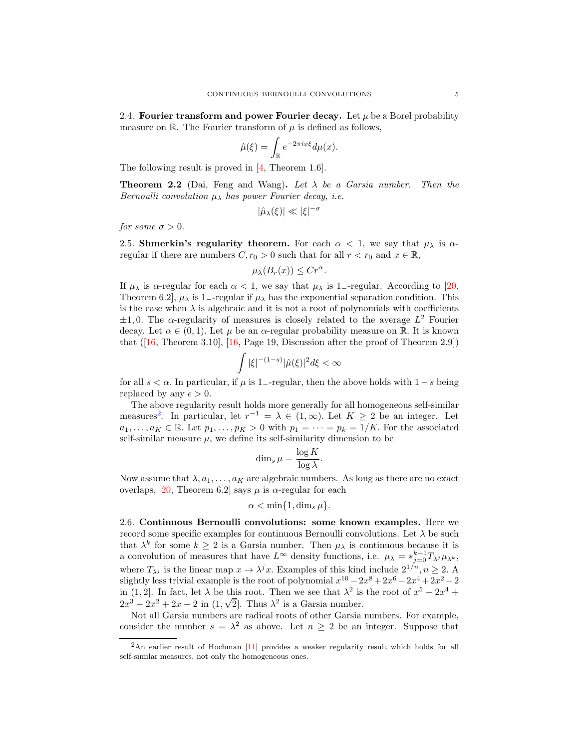### 2.4. Fourier transform and power Fourier decay.

Let $\mu$ be a Borel probability measure on $\mathbb{R}$. The Fourier transform of $\mu$ is defined as follows,

$$\hat{\mu}(\xi) = \int_{\mathbb{R}} e^{-2\pi i x \xi} d\mu(x).$$

The following result is proved in [4, Theorem 1.6].

**Theorem 2.2** (Dai, Feng and Wang)**.** *Let $\lambda$ be a Garsia number. Then the Bernoulli convolution $\mu_\lambda$ has power Fourier decay, i.e.*

$$|\hat{\mu}_\lambda(\xi)| \ll |\xi|^{-\sigma}$$

*for some $\sigma > 0$.*

### 2.5. Shmerkin's regularity theorem.

For each $\alpha < 1$, we say that $\mu_\lambda$ is $\alpha$-regular if there are numbers $C, r_0 > 0$ such that for all $r < r_0$ and $x \in \mathbb{R}$,

$$\mu_\lambda(B_r(x)) \leq C r^\alpha.$$

If $\mu_\lambda$ is $\alpha$-regular for each $\alpha < 1$, we say that $\mu_\lambda$ is $1_-$-regular. According to [20, Theorem 6.2], $\mu_\lambda$ is $1_-$-regular if $\mu_\lambda$ has the exponential separation condition. This is the case when $\lambda$ is algebraic and it is not a root of polynomials with coefficients $\pm 1, 0$. The $\alpha$-regularity of measures is closely related to the average $L^2$ Fourier decay. Let $\alpha \in (0,1)$. Let $\mu$ be an $\alpha$-regular probability measure on $\mathbb{R}$. It is known that ([16, Theorem 3.10], [16, Page 19, Discussion after the proof of Theorem 2.9])

$$\int |\xi|^{-(1-s)} |\hat{\mu}(\xi)|^2 d\xi < \infty$$

for all $s < \alpha$. In particular, if $\mu$ is $1_-$-regular, then the above holds with $1-s$ being replaced by any $\epsilon > 0$.

The above regularity result holds more generally for all homogeneous self-similar measures[2]. In particular, let $r^{-1} = \lambda \in (1, \infty)$. Let $K \geq 2$ be an integer. Let $a_1, \dots, a_K \in \mathbb{R}$. Let $p_1, \dots, p_K > 0$ with $p_1 = \dots = p_k = 1/K$. For the associated self-similar measure $\mu$, we define its self-similarity dimension to be

$$\dim_s \mu = \frac{\log K}{\log \lambda}.$$

Now assume that $\lambda, a_1, \dots, a_K$ are algebraic numbers. As long as there are no exact overlaps, [20, Theorem 6.2] says $\mu$ is $\alpha$-regular for each

$$\alpha < \min\{1, \dim_s \mu\}.$$

### 2.6. Continuous Bernoulli convolutions: some known examples.

Here we record some specific examples for continuous Bernoulli convolutions. Let $\lambda$ be such that $\lambda^k$ for some $k \geq 2$ is a Garsia number. Then $\mu_\lambda$ is continuous because it is a convolution of measures that have $L^\infty$ density functions, i.e. $\mu_\lambda = *_{j=0}^{k-1} T_{\lambda^j} \mu_{\lambda^k}$, where $T_{\lambda^j}$ is the linear map $x \to \lambda^j x$. Examples of this kind include $2^{1/n}, n \geq 2$. A slightly less trivial example is the root of polynomial $x^{10} - 2x^8 + 2x^6 - 2x^4 + 2x^2 - 2$ in $(1, 2]$. In fact, let $\lambda$ be this root. Then we see that $\lambda^2$ is the root of $x^5 - 2x^4 + 2x^3 - 2x^2 + 2x - 2$ in $(1, \sqrt{2}]$. Thus $\lambda^2$ is a Garsia number.

Not all Garsia numbers are radical roots of other Garsia numbers. For example, consider the number $s = \lambda^2$ as above. Let $n \geq 2$ be an integer. Suppose that

---

[2] An earlier result of Hochman [11] provides a weaker regularity result which holds for all self-similar measures, not only the homogeneous ones.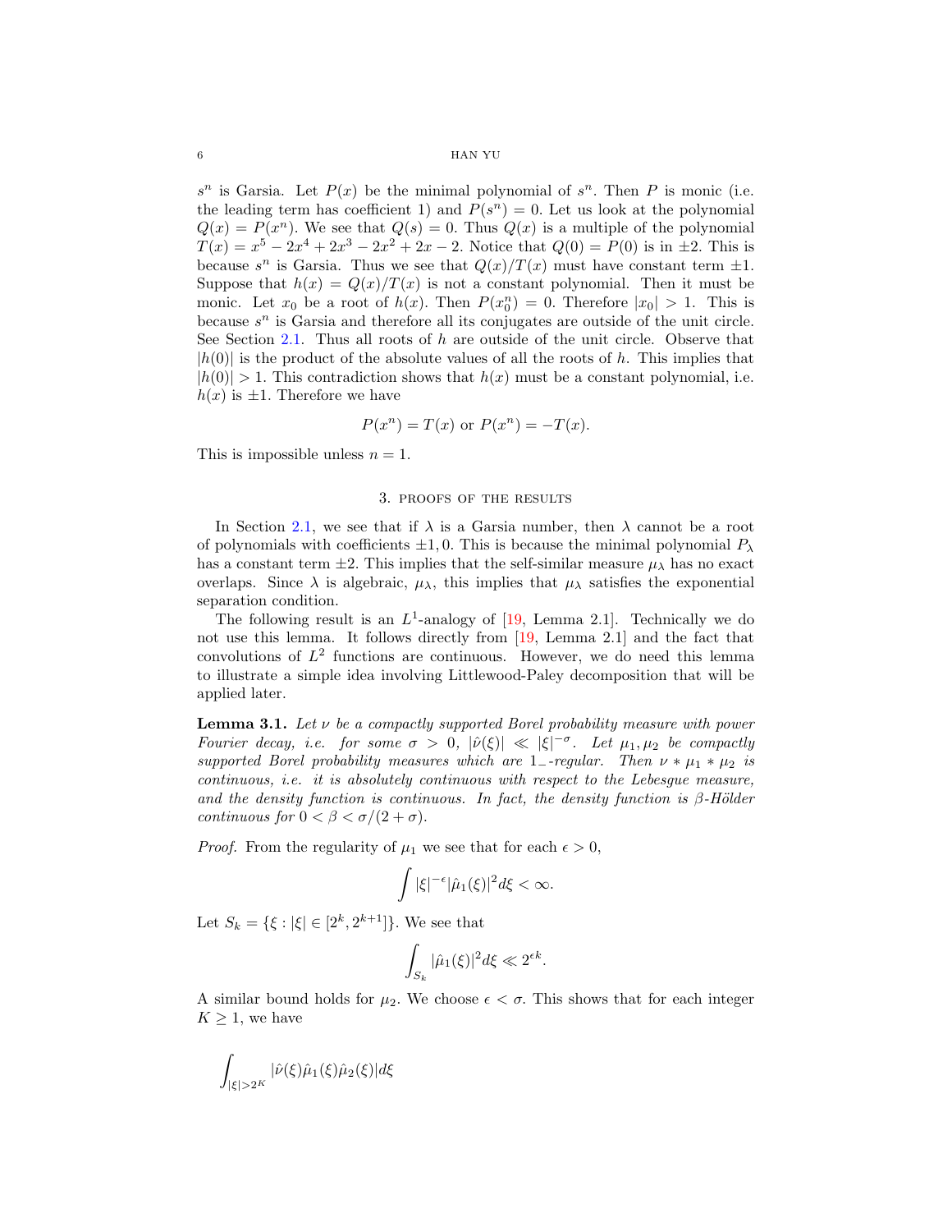$s^n$ is Garsia. Let $P(x)$ be the minimal polynomial of $s^n$. Then $P$ is monic (i.e. the leading term has coefficient 1) and $P(s^n) = 0$. Let us look at the polynomial $Q(x) = P(x^n)$. We see that $Q(s) = 0$. Thus $Q(x)$ is a multiple of the polynomial $T(x) = x^5 - 2x^4 + 2x^3 - 2x^2 + 2x - 2$. Notice that $Q(0) = P(0)$ is in $\pm 2$. This is because $s^n$ is Garsia. Thus we see that $Q(x)/T(x)$ must have constant term $\pm 1$. Suppose that $h(x) = Q(x)/T(x)$ is not a constant polynomial. Then it must be monic. Let $x_0$ be a root of $h(x)$. Then $P(x_0^n) = 0$. Therefore $|x_0| > 1$. This is because $s^n$ is Garsia and therefore all its conjugates are outside of the unit circle. See Section 2.1. Thus all roots of $h$ are outside of the unit circle. Observe that $|h(0)|$ is the product of the absolute values of all the roots of $h$. This implies that $|h(0)| > 1$. This contradiction shows that $h(x)$ must be a constant polynomial, i.e. $h(x)$ is $\pm 1$. Therefore we have

$$P(x^n) = T(x) \text{ or } P(x^n) = -T(x).$$

This is impossible unless $n = 1$.

## 3. Proofs of the results

In Section 2.1, we see that if $\lambda$ is a Garsia number, then $\lambda$ cannot be a root of polynomials with coefficients $\pm 1, 0$. This is because the minimal polynomial $P_\lambda$ has a constant term $\pm 2$. This implies that the self-similar measure $\mu_\lambda$ has no exact overlaps. Since $\lambda$ is algebraic, $\mu_\lambda$, this implies that $\mu_\lambda$ satisfies the exponential separation condition.

The following result is an $L^1$-analogy of [19, Lemma 2.1]. Technically we do not use this lemma. It follows directly from [19, Lemma 2.1] and the fact that convolutions of $L^2$ functions are continuous. However, we do need this lemma to illustrate a simple idea involving Littlewood-Paley decomposition that will be applied later.

**Lemma 3.1.** *Let $\nu$ be a compactly supported Borel probability measure with power Fourier decay, i.e. for some $\sigma > 0$, $|\hat{\nu}(\xi)| \ll |\xi|^{-\sigma}$. Let $\mu_1, \mu_2$ be compactly supported Borel probability measures which are $1_-$-regular. Then $\nu * \mu_1 * \mu_2$ is continuous, i.e. it is absolutely continuous with respect to the Lebesgue measure, and the density function is continuous. In fact, the density function is $\beta$-Hölder continuous for $0 < \beta < \sigma/(2 + \sigma)$.*

*Proof.* From the regularity of $\mu_1$ we see that for each $\epsilon > 0$,

$$\int |\xi|^{-\epsilon} |\hat{\mu}_1(\xi)|^2 d\xi < \infty.$$

Let $S_k = \{\xi : |\xi| \in [2^k, 2^{k+1}]\}$. We see that

$$\int_{S_k} |\hat{\mu}_1(\xi)|^2 d\xi \ll 2^{\epsilon k}.$$

A similar bound holds for $\mu_2$. We choose $\epsilon < \sigma$. This shows that for each integer $K \geq 1$, we have

$$\int_{|\xi| > 2^K} |\hat{\nu}(\xi) \hat{\mu}_1(\xi) \hat{\mu}_2(\xi)| d\xi$$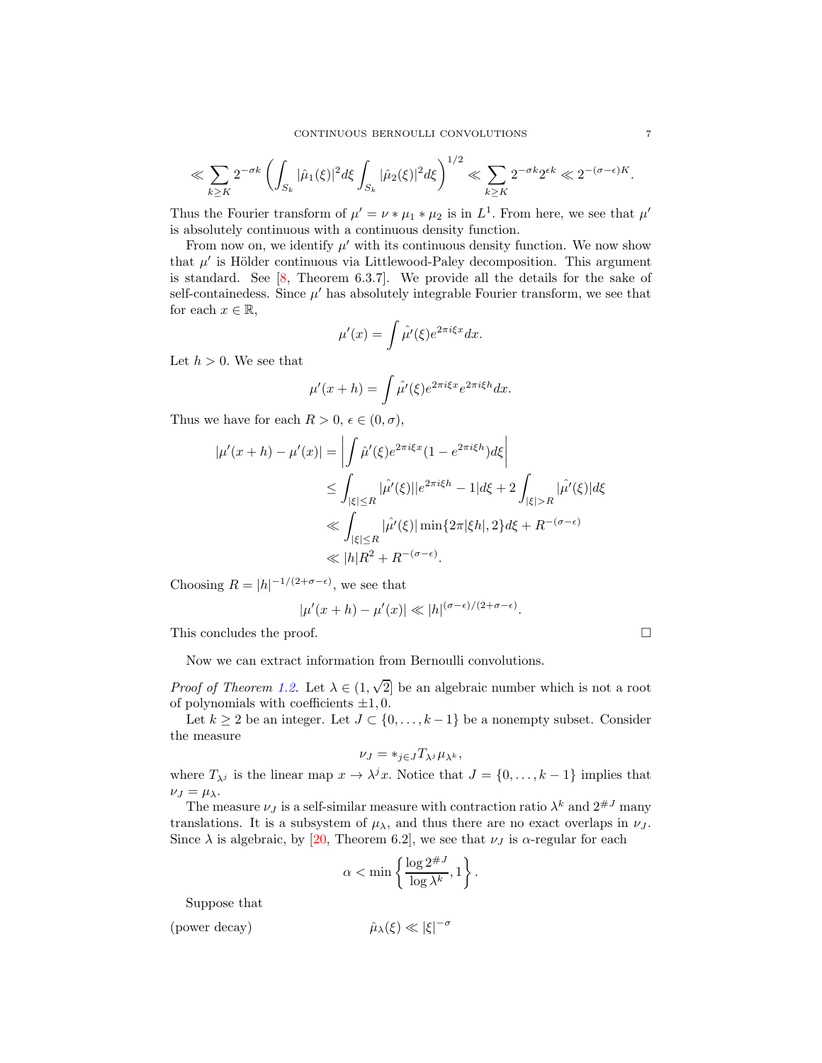$$\ll \sum_{k\geq K} 2^{-\sigma k}\left(\int_{S_k}|\hat{\mu}_1(\xi)|^2 d\xi \int_{S_k}|\hat{\mu}_2(\xi)|^2 d\xi\right)^{1/2} \ll \sum_{k\geq K} 2^{-\sigma k}2^{\epsilon k} \ll 2^{-(\sigma-\epsilon)K}.$$

Thus the Fourier transform of $\mu' = \nu * \mu_1 * \mu_2$ is in $L^1$. From here, we see that $\mu'$ is absolutely continuous with a continuous density function.

From now on, we identify $\mu'$ with its continuous density function. We now show that $\mu'$ is Hölder continuous via Littlewood-Paley decomposition. This argument is standard. See [8, Theorem 6.3.7]. We provide all the details for the sake of self-containedess. Since $\mu'$ has absolutely integrable Fourier transform, we see that for each $x \in \mathbb{R}$,

$$\mu'(x) = \int \hat{\mu'}(\xi)e^{2\pi i \xi x}dx.$$

Let $h > 0$. We see that

$$\mu'(x+h) = \int \hat{\mu'}(\xi)e^{2\pi i \xi x}e^{2\pi i \xi h}dx.$$

Thus we have for each $R > 0$, $\epsilon \in (0, \sigma)$,

$$\begin{aligned}
|\mu'(x+h) - \mu'(x)| &= \left|\int \hat{\mu'}(\xi)e^{2\pi i \xi x}(1-e^{2\pi i \xi h})d\xi\right| \\
&\leq \int_{|\xi|\leq R} |\hat{\mu'}(\xi)||e^{2\pi i \xi h}-1|d\xi + 2\int_{|\xi|>R}|\hat{\mu'}(\xi)|d\xi \\
&\ll \int_{|\xi|\leq R} |\hat{\mu'}(\xi)|\min\{2\pi|\xi h|, 2\}d\xi + R^{-(\sigma-\epsilon)} \\
&\ll |h|R^2 + R^{-(\sigma-\epsilon)}.
\end{aligned}$$

Choosing $R = |h|^{-1/(2+\sigma-\epsilon)}$, we see that

$$|\mu'(x+h) - \mu'(x)| \ll |h|^{(\sigma-\epsilon)/(2+\sigma-\epsilon)}.$$

This concludes the proof. $\square$

Now we can extract information from Bernoulli convolutions.

*Proof of Theorem 1.2.* Let $\lambda \in (1, \sqrt{2}]$ be an algebraic number which is not a root of polynomials with coefficients $\pm 1, 0$.

Let $k \geq 2$ be an integer. Let $J \subset \{0, \dots, k-1\}$ be a nonempty subset. Consider the measure

$$\nu_J = *_{j\in J} T_{\lambda^j}\mu_{\lambda^k},$$

where $T_{\lambda^j}$ is the linear map $x \to \lambda^j x$. Notice that $J = \{0, \dots, k-1\}$ implies that $\nu_J = \mu_\lambda$.

The measure $\nu_J$ is a self-similar measure with contraction ratio $\lambda^k$ and $2^{\#J}$ many translations. It is a subsystem of $\mu_\lambda$, and thus there are no exact overlaps in $\nu_J$. Since $\lambda$ is algebraic, by [20, Theorem 6.2], we see that $\nu_J$ is $\alpha$-regular for each

$$\alpha < \min\left\{\frac{\log 2^{\#J}}{\log \lambda^k}, 1\right\}.$$

Suppose that

$$\hat{\mu}_\lambda(\xi) \ll |\xi|^{-\sigma} \qquad \text{(power decay)}$$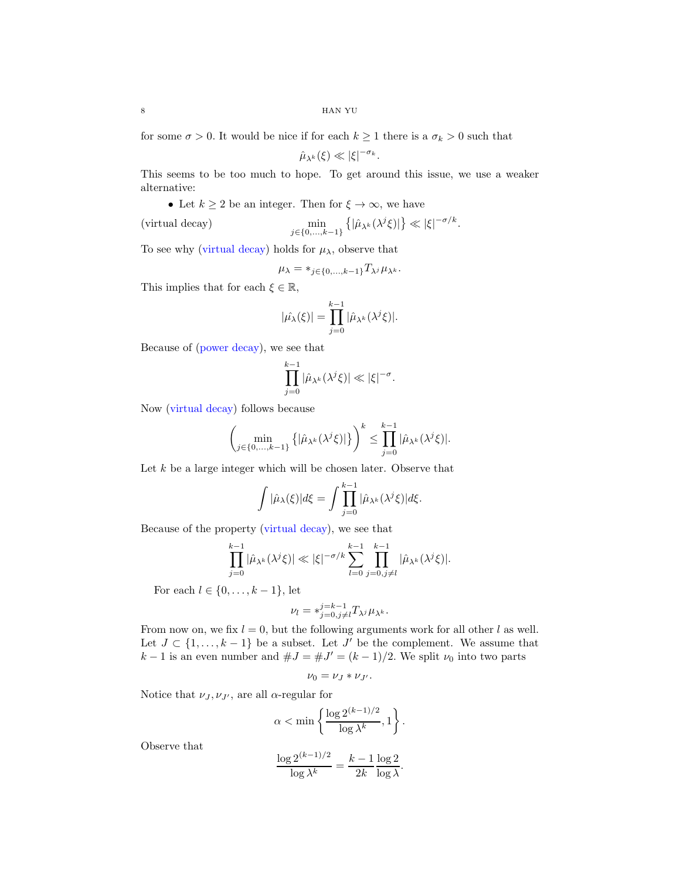for some $\sigma > 0$. It would be nice if for each $k \geq 1$ there is a $\sigma_k > 0$ such that

$$\hat{\mu}_{\lambda^k}(\xi) \ll |\xi|^{-\sigma_k}.$$

This seems to be too much to hope. To get around this issue, we use a weaker alternative:

- Let $k \geq 2$ be an integer. Then for $\xi \to \infty$, we have

$$\text{(virtual decay)} \qquad \min_{j \in \{0,\dots,k-1\}} \left\{ |\hat{\mu}_{\lambda^k}(\lambda^j \xi)| \right\} \ll |\xi|^{-\sigma/k}.$$

To see why (virtual decay) holds for $\mu_\lambda$, observe that

$$\mu_\lambda = *_{j \in \{0,\dots,k-1\}} T_{\lambda^j} \mu_{\lambda^k}.$$

This implies that for each $\xi \in \mathbb{R}$,

$$|\hat{\mu_\lambda}(\xi)| = \prod_{j=0}^{k-1} |\hat{\mu}_{\lambda^k}(\lambda^j \xi)|.$$

Because of (power decay), we see that

$$\prod_{j=0}^{k-1} |\hat{\mu}_{\lambda^k}(\lambda^j \xi)| \ll |\xi|^{-\sigma}.$$

Now (virtual decay) follows because

$$\left( \min_{j \in \{0,\dots,k-1\}} \left\{ |\hat{\mu}_{\lambda^k}(\lambda^j \xi)| \right\} \right)^k \leq \prod_{j=0}^{k-1} |\hat{\mu}_{\lambda^k}(\lambda^j \xi)|.$$

Let $k$ be a large integer which will be chosen later. Observe that

$$\int |\hat{\mu}_\lambda(\xi)| d\xi = \int \prod_{j=0}^{k-1} |\hat{\mu}_{\lambda^k}(\lambda^j \xi)| d\xi.$$

Because of the property (virtual decay), we see that

$$\prod_{j=0}^{k-1} |\hat{\mu}_{\lambda^k}(\lambda^j \xi)| \ll |\xi|^{-\sigma/k} \sum_{l=0}^{k-1} \prod_{j=0, j \neq l}^{k-1} |\hat{\mu}_{\lambda^k}(\lambda^j \xi)|.$$

For each $l \in \{0,\dots,k-1\}$, let

$$\nu_l = *_{j=0, j \neq l}^{j=k-1} T_{\lambda^j} \mu_{\lambda^k}.$$

From now on, we fix $l = 0$, but the following arguments work for all other $l$ as well. Let $J \subset \{1,\dots,k-1\}$ be a subset. Let $J'$ be the complement. We assume that $k-1$ is an even number and $\#J = \#J' = (k-1)/2$. We split $\nu_0$ into two parts

$$\nu_0 = \nu_J * \nu_{J'}.$$

Notice that $\nu_J, \nu_{J'}$, are all $\alpha$-regular for

$$\alpha < \min \left\{ \frac{\log 2^{(k-1)/2}}{\log \lambda^k}, 1 \right\}.$$

Observe that

$$\frac{\log 2^{(k-1)/2}}{\log \lambda^k} = \frac{k-1}{2k} \frac{\log 2}{\log \lambda}.$$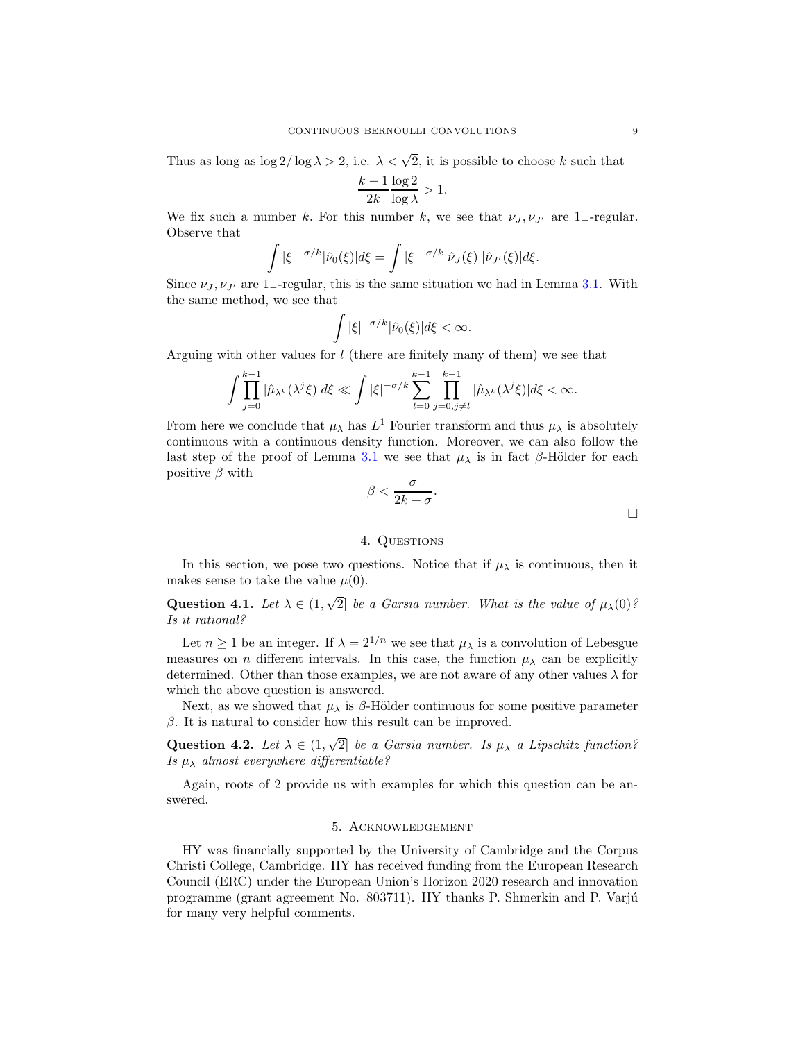Thus as long as $\log 2/\log\lambda > 2$, i.e. $\lambda < \sqrt{2}$, it is possible to choose $k$ such that

$$\frac{k-1}{2k}\frac{\log 2}{\log \lambda} > 1.$$

We fix such a number $k$. For this number $k$, we see that $\nu_J, \nu_{J'}$ are $1_-$-regular. Observe that

$$\int |\xi|^{-\sigma/k}|\hat{\nu}_0(\xi)|d\xi = \int |\xi|^{-\sigma/k}|\hat{\nu}_J(\xi)||\hat{\nu}_{J'}(\xi)|d\xi.$$

Since $\nu_J, \nu_{J'}$ are $1_-$-regular, this is the same situation we had in Lemma 3.1. With the same method, we see that

$$\int |\xi|^{-\sigma/k}|\hat{\nu}_0(\xi)|d\xi < \infty.$$

Arguing with other values for $l$ (there are finitely many of them) we see that

$$\int \prod_{j=0}^{k-1} |\hat{\mu}_{\lambda^k}(\lambda^j\xi)|d\xi \ll \int |\xi|^{-\sigma/k}\sum_{l=0}^{k-1}\prod_{j=0, j\neq l}^{k-1} |\hat{\mu}_{\lambda^k}(\lambda^j\xi)|d\xi < \infty.$$

From here we conclude that $\mu_\lambda$ has $L^1$ Fourier transform and thus $\mu_\lambda$ is absolutely continuous with a continuous density function. Moreover, we can also follow the last step of the proof of Lemma 3.1 we see that $\mu_\lambda$ is in fact $\beta$-Hölder for each positive $\beta$ with

$$\beta < \frac{\sigma}{2k+\sigma}.$$

□

## 4. Questions

In this section, we pose two questions. Notice that if $\mu_\lambda$ is continuous, then it makes sense to take the value $\mu(0)$.

**Question 4.1.** *Let $\lambda \in (1, \sqrt{2}]$ be a Garsia number. What is the value of $\mu_\lambda(0)$? Is it rational?*

Let $n \geq 1$ be an integer. If $\lambda = 2^{1/n}$ we see that $\mu_\lambda$ is a convolution of Lebesgue measures on $n$ different intervals. In this case, the function $\mu_\lambda$ can be explicitly determined. Other than those examples, we are not aware of any other values $\lambda$ for which the above question is answered.

Next, as we showed that $\mu_\lambda$ is $\beta$-Hölder continuous for some positive parameter $\beta$. It is natural to consider how this result can be improved.

**Question 4.2.** *Let $\lambda \in (1, \sqrt{2}]$ be a Garsia number. Is $\mu_\lambda$ a Lipschitz function? Is $\mu_\lambda$ almost everywhere differentiable?*

Again, roots of 2 provide us with examples for which this question can be answered.

## 5. Acknowledgement

HY was financially supported by the University of Cambridge and the Corpus Christi College, Cambridge. HY has received funding from the European Research Council (ERC) under the European Union's Horizon 2020 research and innovation programme (grant agreement No. 803711). HY thanks P. Shmerkin and P. Varjú for many very helpful comments.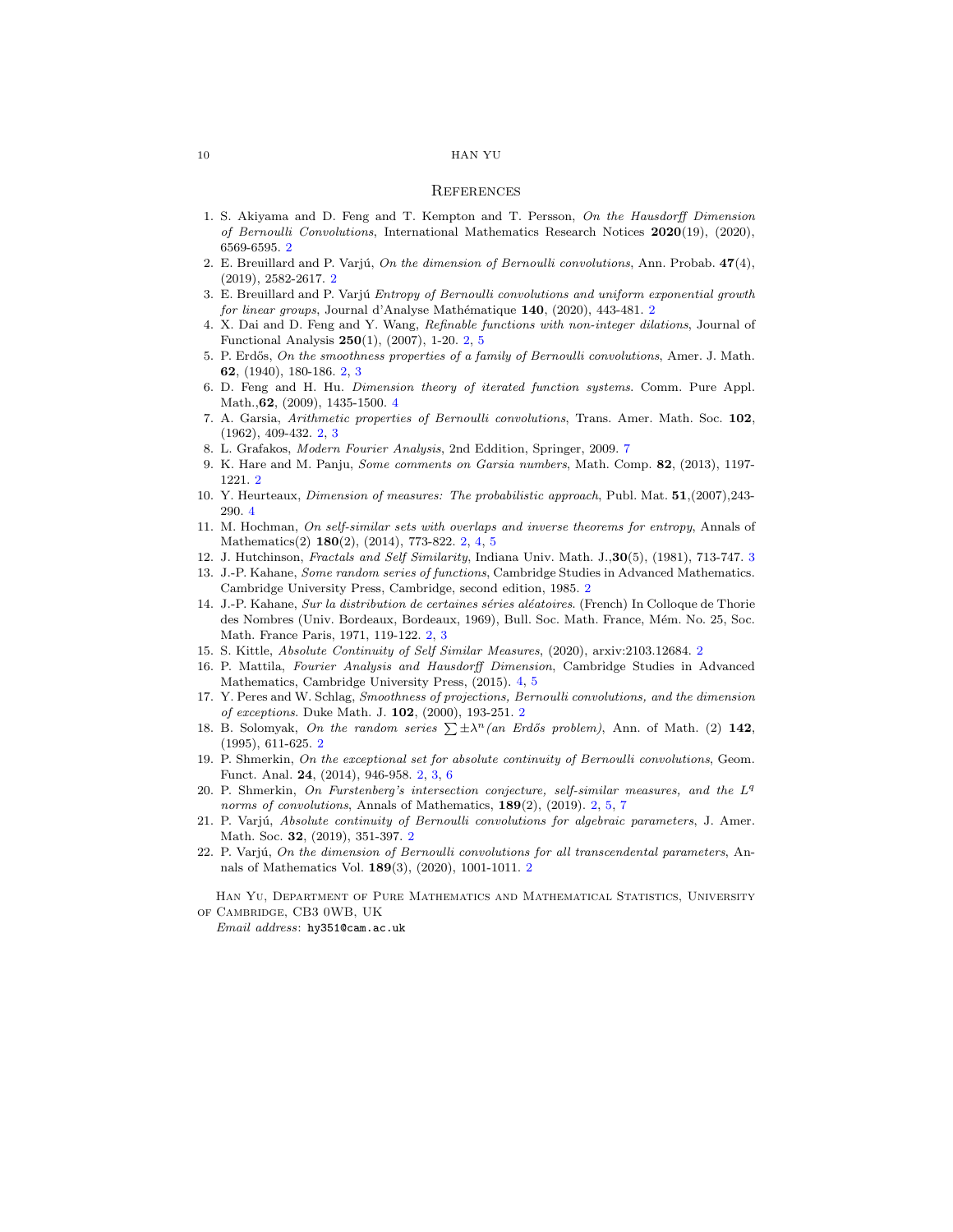## References

1. S. Akiyama and D. Feng and T. Kempton and T. Persson, *On the Hausdorff Dimension of Bernoulli Convolutions*, International Mathematics Research Notices **2020**(19), (2020), 6569-6595. 2
2. E. Breuillard and P. Varjú, *On the dimension of Bernoulli convolutions*, Ann. Probab. **47**(4), (2019), 2582-2617. 2
3. E. Breuillard and P. Varjú *Entropy of Bernoulli convolutions and uniform exponential growth for linear groups*, Journal d'Analyse Mathématique **140**, (2020), 443-481. 2
4. X. Dai and D. Feng and Y. Wang, *Refinable functions with non-integer dilations*, Journal of Functional Analysis **250**(1), (2007), 1-20. 2, 5
5. P. Erdős, *On the smoothness properties of a family of Bernoulli convolutions*, Amer. J. Math. **62**, (1940), 180-186. 2, 3
6. D. Feng and H. Hu. *Dimension theory of iterated function systems*. Comm. Pure Appl. Math.,**62**, (2009), 1435-1500. 4
7. A. Garsia, *Arithmetic properties of Bernoulli convolutions*, Trans. Amer. Math. Soc. **102**, (1962), 409-432. 2, 3
8. L. Grafakos, *Modern Fourier Analysis*, 2nd Eddition, Springer, 2009. 7
9. K. Hare and M. Panju, *Some comments on Garsia numbers*, Math. Comp. **82**, (2013), 1197-1221. 2
10. Y. Heurteaux, *Dimension of measures: The probabilistic approach*, Publ. Mat. **51**,(2007),243-290. 4
11. M. Hochman, *On self-similar sets with overlaps and inverse theorems for entropy*, Annals of Mathematics(2) **180**(2), (2014), 773-822. 2, 4, 5
12. J. Hutchinson, *Fractals and Self Similarity*, Indiana Univ. Math. J.,**30**(5), (1981), 713-747. 3
13. J.-P. Kahane, *Some random series of functions*, Cambridge Studies in Advanced Mathematics. Cambridge University Press, Cambridge, second edition, 1985. 2
14. J.-P. Kahane, *Sur la distribution de certaines séries aléatoires*. (French) In Colloque de Thorie des Nombres (Univ. Bordeaux, Bordeaux, 1969), Bull. Soc. Math. France, Mém. No. 25, Soc. Math. France Paris, 1971, 119-122. 2, 3
15. S. Kittle, *Absolute Continuity of Self Similar Measures*, (2020), arxiv:2103.12684. 2
16. P. Mattila, *Fourier Analysis and Hausdorff Dimension*, Cambridge Studies in Advanced Mathematics, Cambridge University Press, (2015). 4, 5
17. Y. Peres and W. Schlag, *Smoothness of projections, Bernoulli convolutions, and the dimension of exceptions*. Duke Math. J. **102**, (2000), 193-251. 2
18. B. Solomyak, *On the random series $\sum \pm\lambda^n$ (an Erdős problem)*, Ann. of Math. (2) **142**, (1995), 611-625. 2
19. P. Shmerkin, *On the exceptional set for absolute continuity of Bernoulli convolutions*, Geom. Funct. Anal. **24**, (2014), 946-958. 2, 3, 6
20. P. Shmerkin, *On Furstenberg's intersection conjecture, self-similar measures, and the $L^q$ norms of convolutions*, Annals of Mathematics, **189**(2), (2019). 2, 5, 7
21. P. Varjú, *Absolute continuity of Bernoulli convolutions for algebraic parameters*, J. Amer. Math. Soc. **32**, (2019), 351-397. 2
22. P. Varjú, *On the dimension of Bernoulli convolutions for all transcendental parameters*, Annals of Mathematics Vol. **189**(3), (2020), 1001-1011. 2

Han Yu, Department of Pure Mathematics and Mathematical Statistics, University of Cambridge, CB3 0WB, UK

*Email address*: hy351@cam.ac.uk